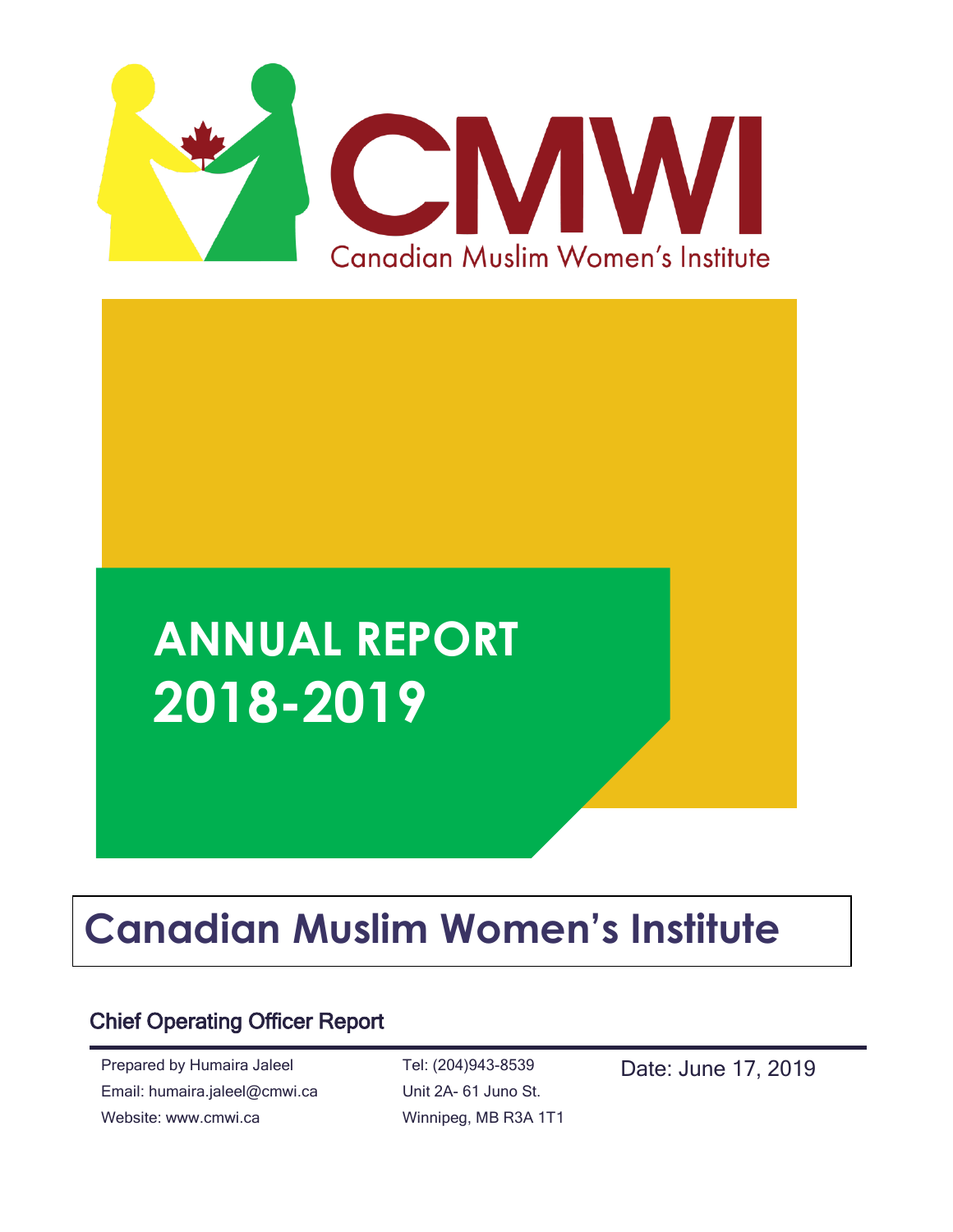CMWI

Canadian Muslim Women's Institute

# ANNUAL REPORT 2018-2019

## Canadian Muslim Women's Institute

### Chief Operating Officer Report

Prepared by Humaira Jaleel
Email: humaira.jaleel@cmwi.ca
Website: www.cmwi.ca

Tel: (204)943-8539
Unit 2A- 61 Juno St.
Winnipeg, MB R3A 1T1

Date: June 17, 2019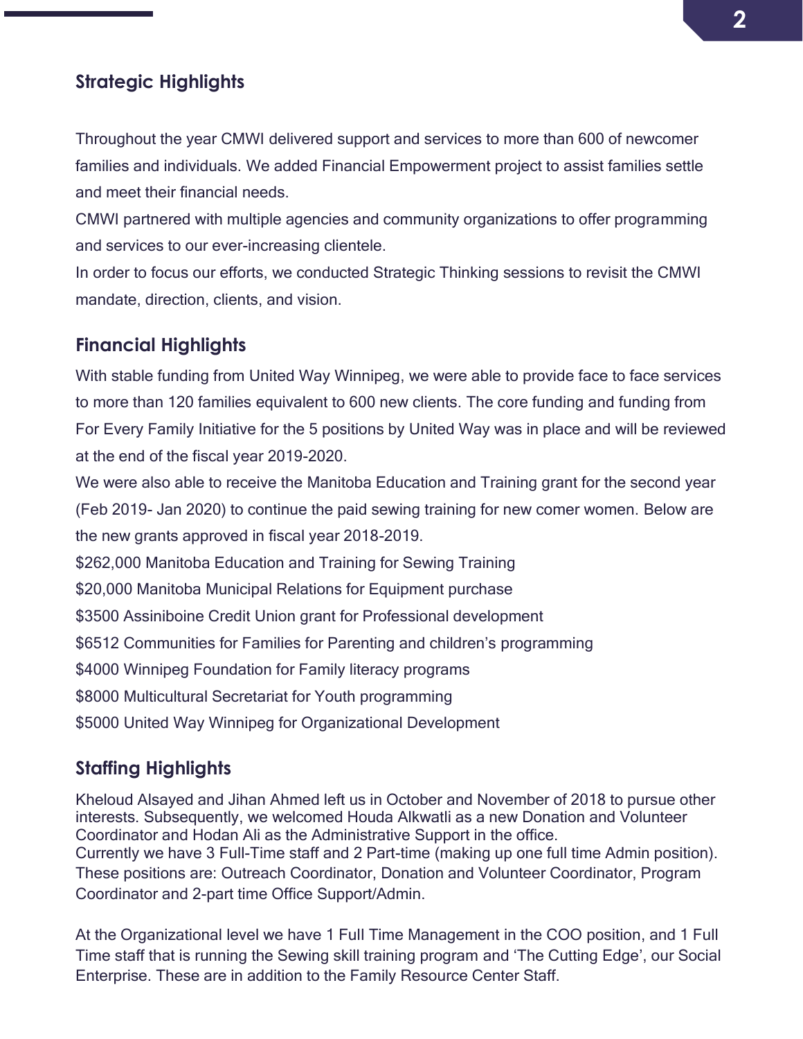## Strategic Highlights

Throughout the year CMWI delivered support and services to more than 600 of newcomer families and individuals. We added Financial Empowerment project to assist families settle and meet their financial needs.

CMWI partnered with multiple agencies and community organizations to offer programming and services to our ever-increasing clientele.

In order to focus our efforts, we conducted Strategic Thinking sessions to revisit the CMWI mandate, direction, clients, and vision.

## Financial Highlights

With stable funding from United Way Winnipeg, we were able to provide face to face services to more than 120 families equivalent to 600 new clients. The core funding and funding from For Every Family Initiative for the 5 positions by United Way was in place and will be reviewed at the end of the fiscal year 2019-2020.

We were also able to receive the Manitoba Education and Training grant for the second year (Feb 2019- Jan 2020) to continue the paid sewing training for new comer women. Below are the new grants approved in fiscal year 2018-2019.

$262,000 Manitoba Education and Training for Sewing Training

$20,000 Manitoba Municipal Relations for Equipment purchase

$3500 Assiniboine Credit Union grant for Professional development

$6512 Communities for Families for Parenting and children's programming

$4000 Winnipeg Foundation for Family literacy programs

$8000 Multicultural Secretariat for Youth programming

$5000 United Way Winnipeg for Organizational Development

## Staffing Highlights

Kheloud Alsayed and Jihan Ahmed left us in October and November of 2018 to pursue other interests. Subsequently, we welcomed Houda Alkwatli as a new Donation and Volunteer Coordinator and Hodan Ali as the Administrative Support in the office.

Currently we have 3 Full-Time staff and 2 Part-time (making up one full time Admin position). These positions are: Outreach Coordinator, Donation and Volunteer Coordinator, Program Coordinator and 2-part time Office Support/Admin.

At the Organizational level we have 1 Full Time Management in the COO position, and 1 Full Time staff that is running the Sewing skill training program and 'The Cutting Edge', our Social Enterprise. These are in addition to the Family Resource Center Staff.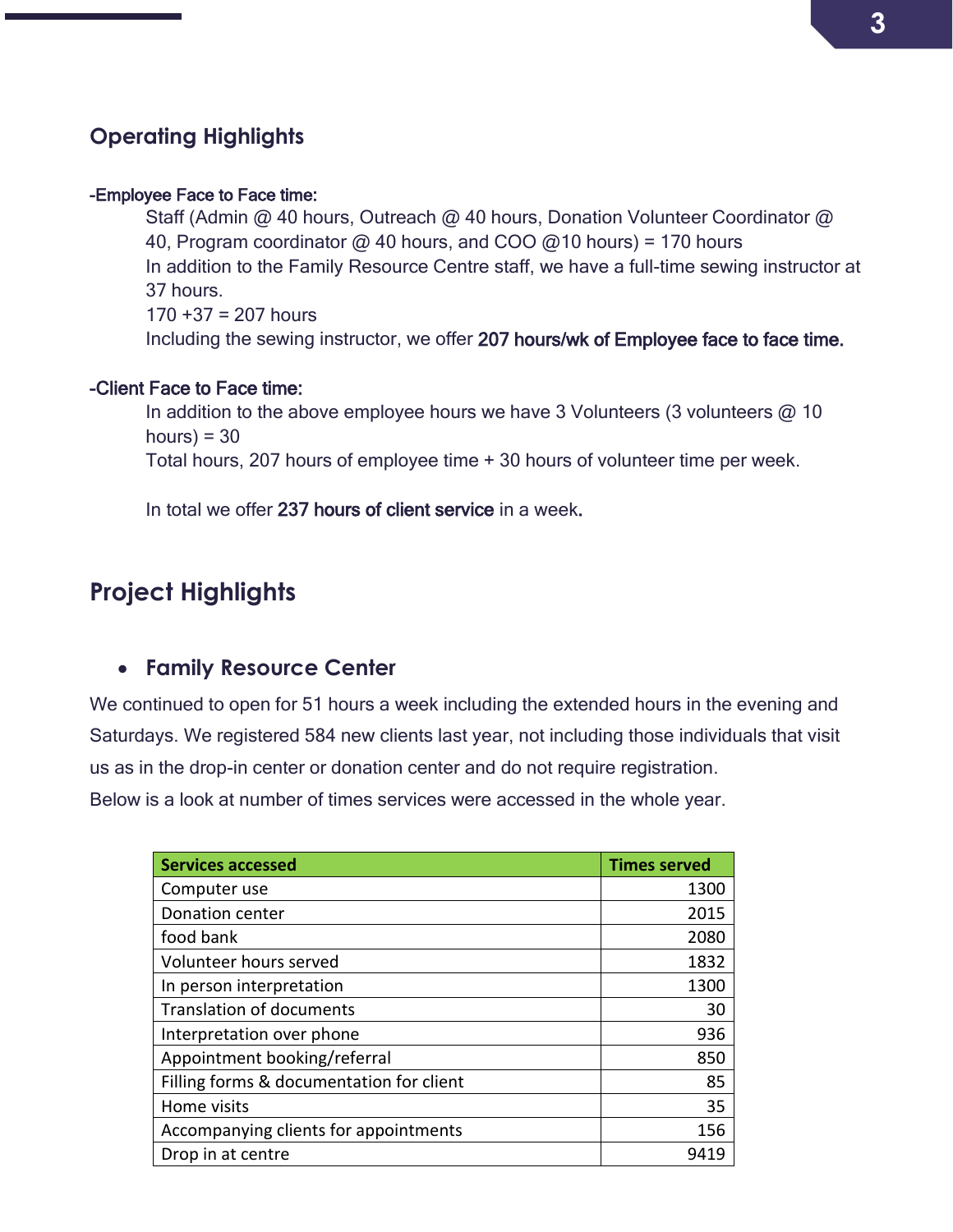## Operating Highlights

-Employee Face to Face time:

Staff (Admin @ 40 hours, Outreach @ 40 hours, Donation Volunteer Coordinator @ 40, Program coordinator @ 40 hours, and COO @10 hours) = 170 hours

In addition to the Family Resource Centre staff, we have a full-time sewing instructor at 37 hours.

170 +37 = 207 hours

Including the sewing instructor, we offer **207 hours/wk of Employee face to face time.**

-Client Face to Face time:

In addition to the above employee hours we have 3 Volunteers (3 volunteers @ 10 hours) = 30

Total hours, 207 hours of employee time + 30 hours of volunteer time per week.

In total we offer **237 hours of client service** in a week.

## Project Highlights

- ### Family Resource Center

We continued to open for 51 hours a week including the extended hours in the evening and Saturdays. We registered 584 new clients last year, not including those individuals that visit us as in the drop-in center or donation center and do not require registration.

Below is a look at number of times services were accessed in the whole year.

| Services accessed | Times served |
|---|---|
| Computer use | 1300 |
| Donation center | 2015 |
| food bank | 2080 |
| Volunteer hours served | 1832 |
| In person interpretation | 1300 |
| Translation of documents | 30 |
| Interpretation over phone | 936 |
| Appointment booking/referral | 850 |
| Filling forms & documentation for client | 85 |
| Home visits | 35 |
| Accompanying clients for appointments | 156 |
| Drop in at centre | 9419 |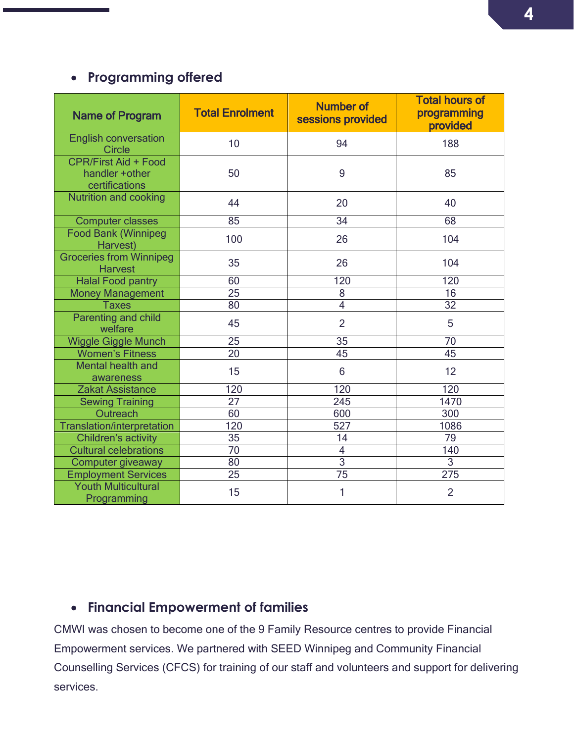- **Programming offered**

| Name of Program | Total Enrolment | Number of sessions provided | Total hours of programming provided |
|---|---|---|---|
| English conversation Circle | 10 | 94 | 188 |
| CPR/First Aid + Food handler +other certifications | 50 | 9 | 85 |
| Nutrition and cooking | 44 | 20 | 40 |
| Computer classes | 85 | 34 | 68 |
| Food Bank (Winnipeg Harvest) | 100 | 26 | 104 |
| Groceries from Winnipeg Harvest | 35 | 26 | 104 |
| Halal Food pantry | 60 | 120 | 120 |
| Money Management | 25 | 8 | 16 |
| Taxes | 80 | 4 | 32 |
| Parenting and child welfare | 45 | 2 | 5 |
| Wiggle Giggle Munch | 25 | 35 | 70 |
| Women's Fitness | 20 | 45 | 45 |
| Mental health and awareness | 15 | 6 | 12 |
| Zakat Assistance | 120 | 120 | 120 |
| Sewing Training | 27 | 245 | 1470 |
| Outreach | 60 | 600 | 300 |
| Translation/interpretation | 120 | 527 | 1086 |
| Children's activity | 35 | 14 | 79 |
| Cultural celebrations | 70 | 4 | 140 |
| Computer giveaway | 80 | 3 | 3 |
| Employment Services | 25 | 75 | 275 |
| Youth Multicultural Programming | 15 | 1 | 2 |

- **Financial Empowerment of families**

CMWI was chosen to become one of the 9 Family Resource centres to provide Financial Empowerment services. We partnered with SEED Winnipeg and Community Financial Counselling Services (CFCS) for training of our staff and volunteers and support for delivering services.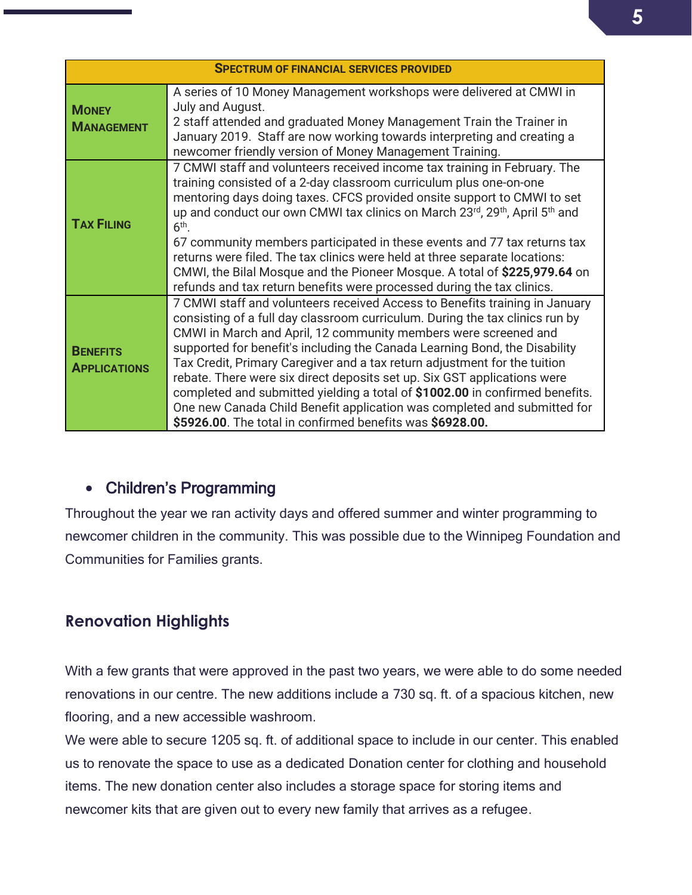| Spectrum of Financial Services Provided | |
|---|---|
| **Money Management** | A series of 10 Money Management workshops were delivered at CMWI in July and August.<br>2 staff attended and graduated Money Management Train the Trainer in January 2019. Staff are now working towards interpreting and creating a newcomer friendly version of Money Management Training. |
| **Tax Filing** | 7 CMWI staff and volunteers received income tax training in February. The training consisted of a 2-day classroom curriculum plus one-on-one mentoring days doing taxes. CFCS provided onsite support to CMWI to set up and conduct our own CMWI tax clinics on March 23rd, 29th, April 5th and 6th.<br>67 community members participated in these events and 77 tax returns tax returns were filed. The tax clinics were held at three separate locations: CMWI, the Bilal Mosque and the Pioneer Mosque. A total of **$225,979.64** on refunds and tax return benefits were processed during the tax clinics. |
| **Benefits Applications** | 7 CMWI staff and volunteers received Access to Benefits training in January consisting of a full day classroom curriculum. During the tax clinics run by CMWI in March and April, 12 community members were screened and supported for benefit's including the Canada Learning Bond, the Disability Tax Credit, Primary Caregiver and a tax return adjustment for the tuition rebate. There were six direct deposits set up. Six GST applications were completed and submitted yielding a total of **$1002.00** in confirmed benefits. One new Canada Child Benefit application was completed and submitted for **$5926.00**. The total in confirmed benefits was **$6928.00.** |

- **Children's Programming**

Throughout the year we ran activity days and offered summer and winter programming to newcomer children in the community. This was possible due to the Winnipeg Foundation and Communities for Families grants.

## Renovation Highlights

With a few grants that were approved in the past two years, we were able to do some needed renovations in our centre. The new additions include a 730 sq. ft. of a spacious kitchen, new flooring, and a new accessible washroom.

We were able to secure 1205 sq. ft. of additional space to include in our center. This enabled us to renovate the space to use as a dedicated Donation center for clothing and household items. The new donation center also includes a storage space for storing items and newcomer kits that are given out to every new family that arrives as a refugee.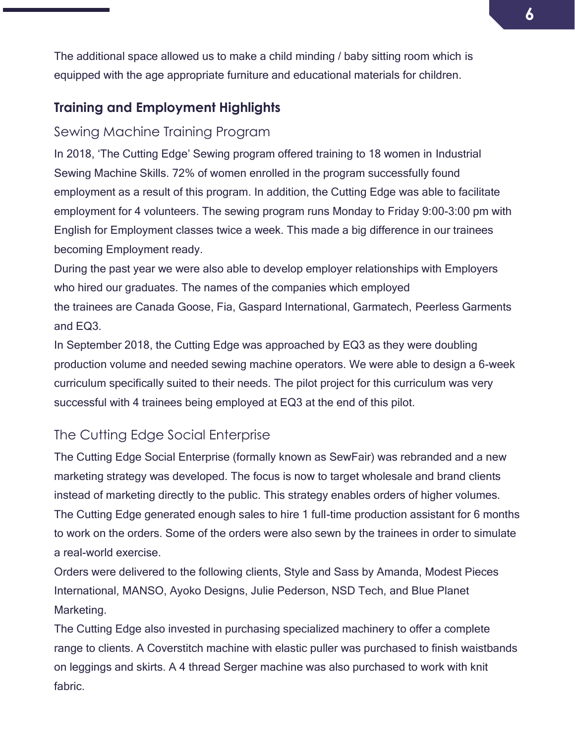The additional space allowed us to make a child minding / baby sitting room which is equipped with the age appropriate furniture and educational materials for children.

## Training and Employment Highlights

### Sewing Machine Training Program

In 2018, 'The Cutting Edge' Sewing program offered training to 18 women in Industrial Sewing Machine Skills. 72% of women enrolled in the program successfully found employment as a result of this program. In addition, the Cutting Edge was able to facilitate employment for 4 volunteers. The sewing program runs Monday to Friday 9:00-3:00 pm with English for Employment classes twice a week. This made a big difference in our trainees becoming Employment ready.

During the past year we were also able to develop employer relationships with Employers who hired our graduates. The names of the companies which employed the trainees are Canada Goose, Fia, Gaspard International, Garmatech, Peerless Garments and EQ3.

In September 2018, the Cutting Edge was approached by EQ3 as they were doubling production volume and needed sewing machine operators. We were able to design a 6-week curriculum specifically suited to their needs. The pilot project for this curriculum was very successful with 4 trainees being employed at EQ3 at the end of this pilot.

### The Cutting Edge Social Enterprise

The Cutting Edge Social Enterprise (formally known as SewFair) was rebranded and a new marketing strategy was developed. The focus is now to target wholesale and brand clients instead of marketing directly to the public. This strategy enables orders of higher volumes. The Cutting Edge generated enough sales to hire 1 full-time production assistant for 6 months to work on the orders. Some of the orders were also sewn by the trainees in order to simulate a real-world exercise.

Orders were delivered to the following clients, Style and Sass by Amanda, Modest Pieces International, MANSO, Ayoko Designs, Julie Pederson, NSD Tech, and Blue Planet Marketing.

The Cutting Edge also invested in purchasing specialized machinery to offer a complete range to clients. A Coverstitch machine with elastic puller was purchased to finish waistbands on leggings and skirts. A 4 thread Serger machine was also purchased to work with knit fabric.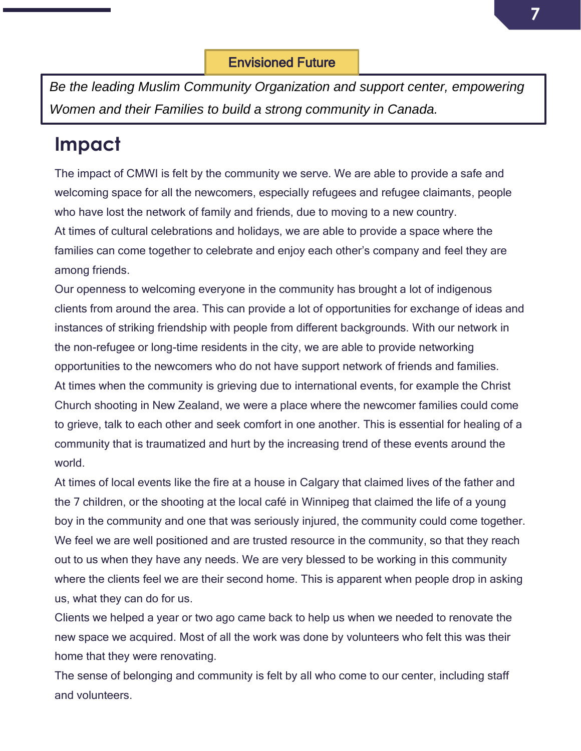## Envisioned Future

*Be the leading Muslim Community Organization and support center, empowering Women and their Families to build a strong community in Canada.*

# Impact

The impact of CMWI is felt by the community we serve. We are able to provide a safe and welcoming space for all the newcomers, especially refugees and refugee claimants, people who have lost the network of family and friends, due to moving to a new country.

At times of cultural celebrations and holidays, we are able to provide a space where the families can come together to celebrate and enjoy each other's company and feel they are among friends.

Our openness to welcoming everyone in the community has brought a lot of indigenous clients from around the area. This can provide a lot of opportunities for exchange of ideas and instances of striking friendship with people from different backgrounds. With our network in the non-refugee or long-time residents in the city, we are able to provide networking opportunities to the newcomers who do not have support network of friends and families.

At times when the community is grieving due to international events, for example the Christ Church shooting in New Zealand, we were a place where the newcomer families could come to grieve, talk to each other and seek comfort in one another. This is essential for healing of a community that is traumatized and hurt by the increasing trend of these events around the world.

At times of local events like the fire at a house in Calgary that claimed lives of the father and the 7 children, or the shooting at the local café in Winnipeg that claimed the life of a young boy in the community and one that was seriously injured, the community could come together.

We feel we are well positioned and are trusted resource in the community, so that they reach out to us when they have any needs. We are very blessed to be working in this community where the clients feel we are their second home. This is apparent when people drop in asking us, what they can do for us.

Clients we helped a year or two ago came back to help us when we needed to renovate the new space we acquired. Most of all the work was done by volunteers who felt this was their home that they were renovating.

The sense of belonging and community is felt by all who come to our center, including staff and volunteers.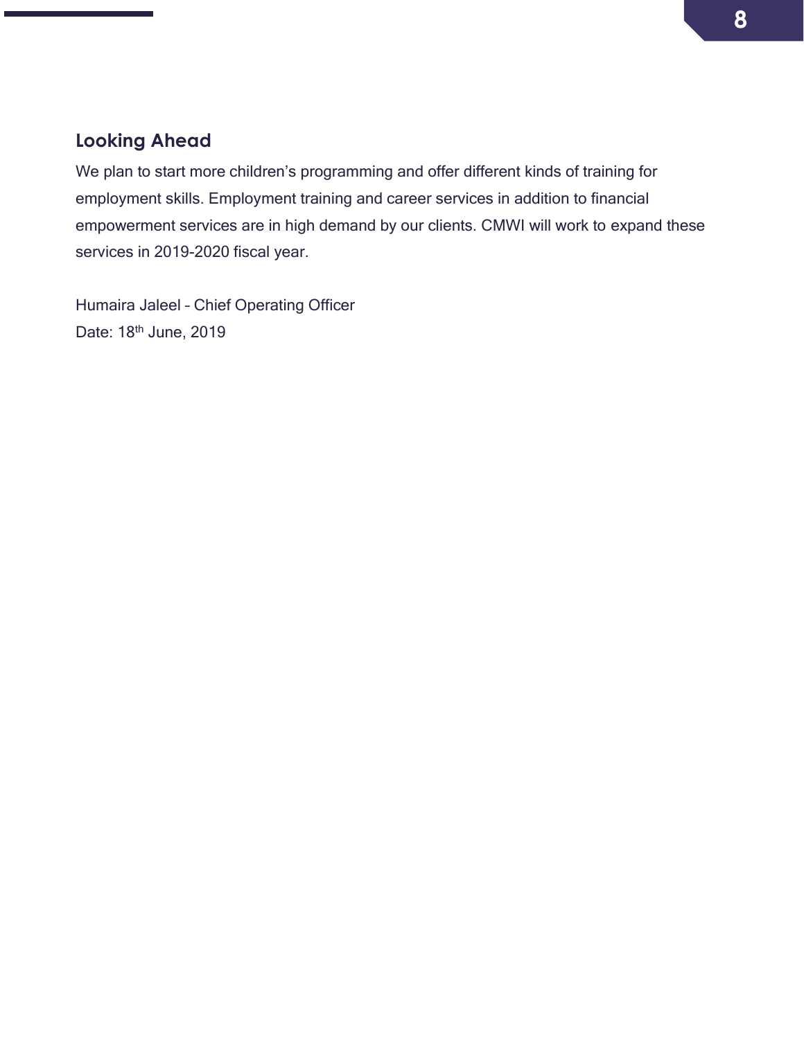## Looking Ahead

We plan to start more children's programming and offer different kinds of training for employment skills. Employment training and career services in addition to financial empowerment services are in high demand by our clients. CMWI will work to expand these services in 2019-2020 fiscal year.

Humaira Jaleel – Chief Operating Officer
Date: 18th June, 2019